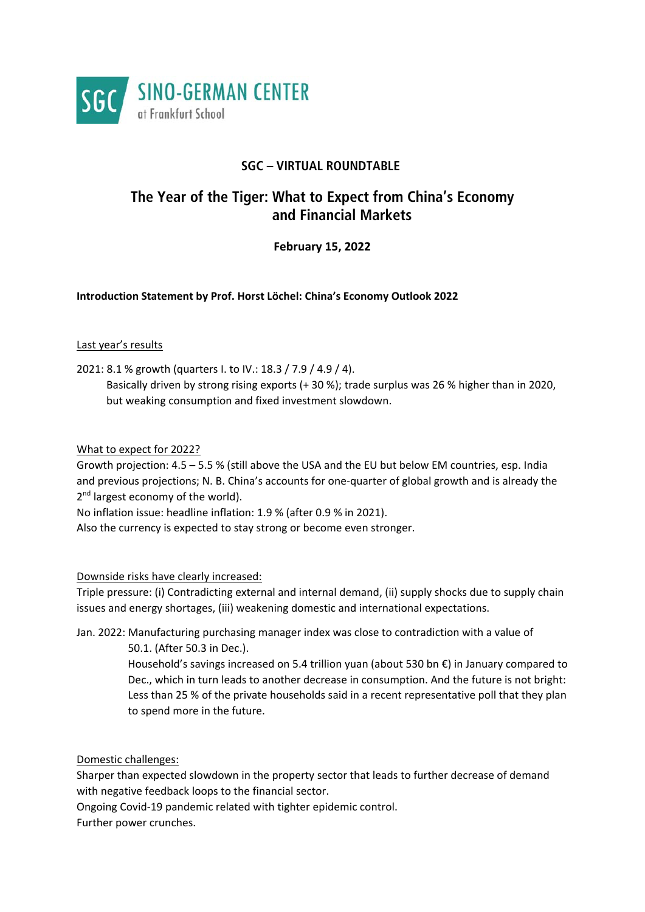SINO-GERMAN CENTER
at Frankfurt School

## SGC – VIRTUAL ROUNDTABLE

# The Year of the Tiger: What to Expect from China's Economy and Financial Markets

**February 15, 2022**

**Introduction Statement by Prof. Horst Löchel: China's Economy Outlook 2022**

<u>Last year's results</u>

2021: 8.1 % growth (quarters I. to IV.: 18.3 / 7.9 / 4.9 / 4).
Basically driven by strong rising exports (+ 30 %); trade surplus was 26 % higher than in 2020, but weaking consumption and fixed investment slowdown.

<u>What to expect for 2022?</u>

Growth projection: 4.5 – 5.5 % (still above the USA and the EU but below EM countries, esp. India and previous projections; N. B. China's accounts for one-quarter of global growth and is already the 2nd largest economy of the world).
No inflation issue: headline inflation: 1.9 % (after 0.9 % in 2021).
Also the currency is expected to stay strong or become even stronger.

<u>Downside risks have clearly increased:</u>

Triple pressure: (i) Contradicting external and internal demand, (ii) supply shocks due to supply chain issues and energy shortages, (iii) weakening domestic and international expectations.

Jan. 2022: Manufacturing purchasing manager index was close to contradiction with a value of 50.1. (After 50.3 in Dec.).
Household's savings increased on 5.4 trillion yuan (about 530 bn €) in January compared to Dec., which in turn leads to another decrease in consumption. And the future is not bright: Less than 25 % of the private households said in a recent representative poll that they plan to spend more in the future.

<u>Domestic challenges:</u>

Sharper than expected slowdown in the property sector that leads to further decrease of demand with negative feedback loops to the financial sector.
Ongoing Covid-19 pandemic related with tighter epidemic control.
Further power crunches.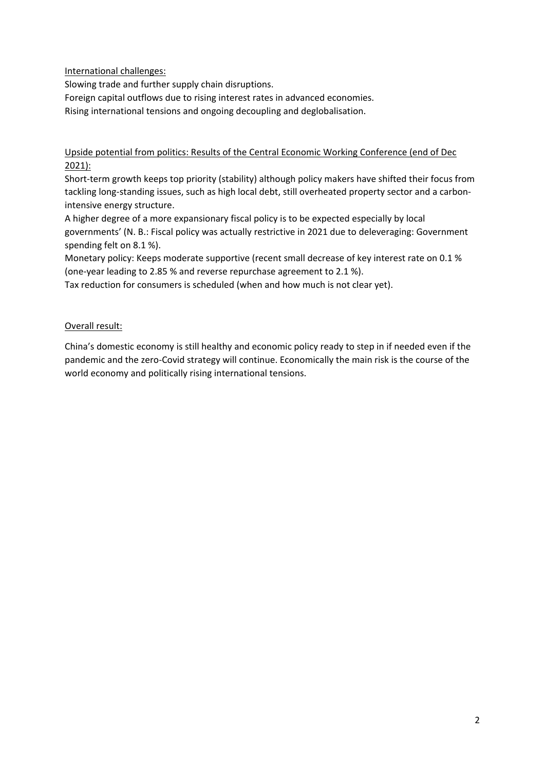International challenges:

Slowing trade and further supply chain disruptions.
Foreign capital outflows due to rising interest rates in advanced economies.
Rising international tensions and ongoing decoupling and deglobalisation.

Upside potential from politics: Results of the Central Economic Working Conference (end of Dec 2021):

Short-term growth keeps top priority (stability) although policy makers have shifted their focus from tackling long-standing issues, such as high local debt, still overheated property sector and a carbon-intensive energy structure.
A higher degree of a more expansionary fiscal policy is to be expected especially by local governments' (N. B.: Fiscal policy was actually restrictive in 2021 due to deleveraging: Government spending felt on 8.1 %).
Monetary policy: Keeps moderate supportive (recent small decrease of key interest rate on 0.1 % (one-year leading to 2.85 % and reverse repurchase agreement to 2.1 %).
Tax reduction for consumers is scheduled (when and how much is not clear yet).

Overall result:

China's domestic economy is still healthy and economic policy ready to step in if needed even if the pandemic and the zero-Covid strategy will continue. Economically the main risk is the course of the world economy and politically rising international tensions.